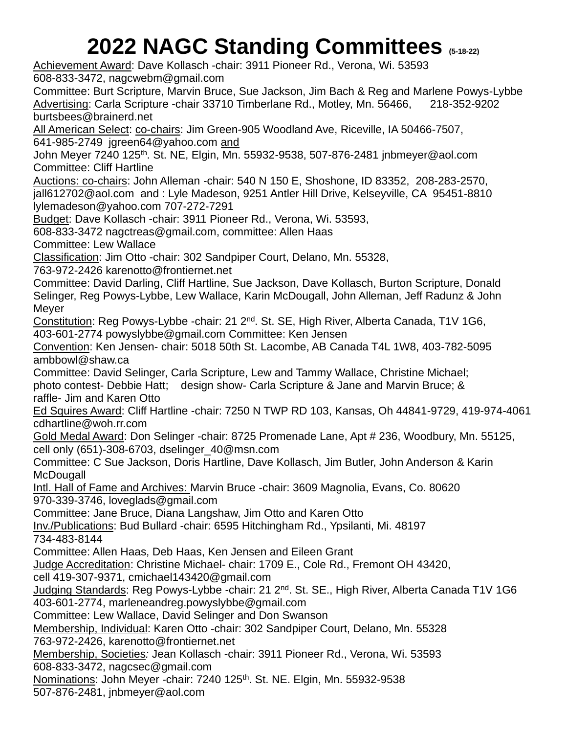# 2022 NAGC Standing Committees (5-18-22)

Achievement Award: Dave Kollasch -chair: 3911 Pioneer Rd., Verona, Wi. 53593
608-833-3472, nagcwebm@gmail.com
Committee: Burt Scripture, Marvin Bruce, Sue Jackson, Jim Bach & Reg and Marlene Powys-Lybbe
Advertising: Carla Scripture -chair 33710 Timberlane Rd., Motley, Mn. 56466, 218-352-9202
burtsbees@brainerd.net
All American Select: co-chairs: Jim Green-905 Woodland Ave, Riceville, IA 50466-7507,
641-985-2749 jgreen64@yahoo.com and
John Meyer 7240 125th. St. NE, Elgin, Mn. 55932-9538, 507-876-2481 jnbmeyer@aol.com
Committee: Cliff Hartline
Auctions: co-chairs: John Alleman -chair: 540 N 150 E, Shoshone, ID 83352, 208-283-2570,
jall612702@aol.com and : Lyle Madeson, 9251 Antler Hill Drive, Kelseyville, CA 95451-8810
lylemadeson@yahoo.com 707-272-7291
Budget: Dave Kollasch -chair: 3911 Pioneer Rd., Verona, Wi. 53593,
608-833-3472 nagctreas@gmail.com, committee: Allen Haas
Committee: Lew Wallace
Classification: Jim Otto -chair: 302 Sandpiper Court, Delano, Mn. 55328,
763-972-2426 karenotto@frontiernet.net
Committee: David Darling, Cliff Hartline, Sue Jackson, Dave Kollasch, Burton Scripture, Donald Selinger, Reg Powys-Lybbe, Lew Wallace, Karin McDougall, John Alleman, Jeff Radunz & John Meyer
Constitution: Reg Powys-Lybbe -chair: 21 2nd. St. SE, High River, Alberta Canada, T1V 1G6,
403-601-2774 powyslybbe@gmail.com Committee: Ken Jensen
Convention: Ken Jensen- chair: 5018 50th St. Lacombe, AB Canada T4L 1W8, 403-782-5095
ambbowl@shaw.ca
Committee: David Selinger, Carla Scripture, Lew and Tammy Wallace, Christine Michael;
photo contest- Debbie Hatt; design show- Carla Scripture & Jane and Marvin Bruce; &
raffle- Jim and Karen Otto
Ed Squires Award: Cliff Hartline -chair: 7250 N TWP RD 103, Kansas, Oh 44841-9729, 419-974-4061
cdhartline@woh.rr.com
Gold Medal Award: Don Selinger -chair: 8725 Promenade Lane, Apt # 236, Woodbury, Mn. 55125,
cell only (651)-308-6703, dselinger_40@msn.com
Committee: C Sue Jackson, Doris Hartline, Dave Kollasch, Jim Butler, John Anderson & Karin McDougall
Intl. Hall of Fame and Archives: Marvin Bruce -chair: 3609 Magnolia, Evans, Co. 80620
970-339-3746, loveglads@gmail.com
Committee: Jane Bruce, Diana Langshaw, Jim Otto and Karen Otto
Inv./Publications: Bud Bullard -chair: 6595 Hitchingham Rd., Ypsilanti, Mi. 48197
734-483-8144
Committee: Allen Haas, Deb Haas, Ken Jensen and Eileen Grant
Judge Accreditation: Christine Michael- chair: 1709 E., Cole Rd., Fremont OH 43420,
cell 419-307-9371, cmichael143420@gmail.com
Judging Standards: Reg Powys-Lybbe -chair: 21 2nd. St. SE., High River, Alberta Canada T1V 1G6
403-601-2774, marleneandreg.powyslybbe@gmail.com
Committee: Lew Wallace, David Selinger and Don Swanson
Membership, Individual: Karen Otto -chair: 302 Sandpiper Court, Delano, Mn. 55328
763-972-2426, karenotto@frontiernet.net
Membership, Societies: Jean Kollasch -chair: 3911 Pioneer Rd., Verona, Wi. 53593
608-833-3472, nagcsec@gmail.com
Nominations: John Meyer -chair: 7240 125th. St. NE. Elgin, Mn. 55932-9538
507-876-2481, jnbmeyer@aol.com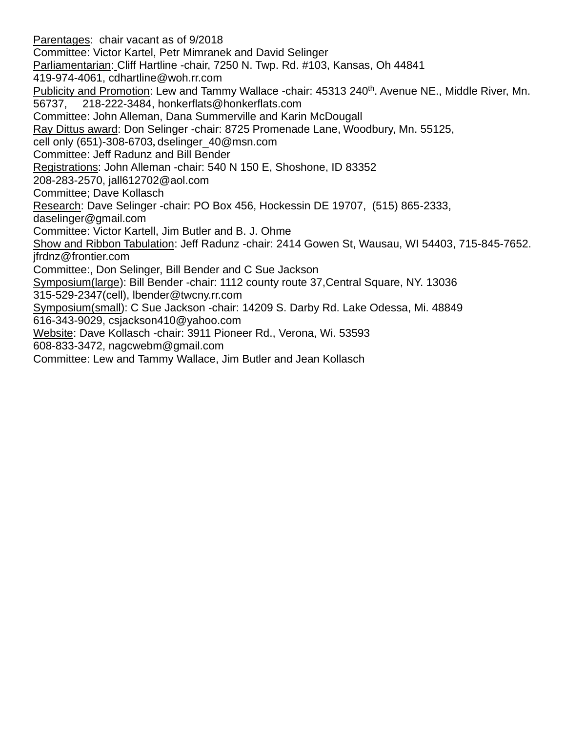<u>Parentages</u>: chair vacant as of 9/2018
Committee: Victor Kartel, Petr Mimranek and David Selinger

<u>Parliamentarian</u>: Cliff Hartline -chair, 7250 N. Twp. Rd. #103, Kansas, Oh 44841
419-974-4061, cdhartline@woh.rr.com

<u>Publicity and Promotion</u>: Lew and Tammy Wallace -chair: 45313 240th. Avenue NE., Middle River, Mn. 56737, 218-222-3484, honkerflats@honkerflats.com
Committee: John Alleman, Dana Summerville and Karin McDougall

<u>Ray Dittus award</u>: Don Selinger -chair: 8725 Promenade Lane, Woodbury, Mn. 55125,
cell only (651)-308-6703, dselinger_40@msn.com
Committee: Jeff Radunz and Bill Bender

<u>Registrations</u>: John Alleman -chair: 540 N 150 E, Shoshone, ID 83352
208-283-2570, jall612702@aol.com
Committee; Dave Kollasch

<u>Research</u>: Dave Selinger -chair: PO Box 456, Hockessin DE 19707, (515) 865-2333,
daselinger@gmail.com
Committee: Victor Kartell, Jim Butler and B. J. Ohme

<u>Show and Ribbon Tabulation</u>: Jeff Radunz -chair: 2414 Gowen St, Wausau, WI 54403, 715-845-7652.
jfrdnz@frontier.com
Committee:, Don Selinger, Bill Bender and C Sue Jackson

<u>Symposium(large)</u>: Bill Bender -chair: 1112 county route 37,Central Square, NY. 13036
315-529-2347(cell), lbender@twcny.rr.com

<u>Symposium(small)</u>: C Sue Jackson -chair: 14209 S. Darby Rd. Lake Odessa, Mi. 48849
616-343-9029, csjackson410@yahoo.com

<u>Website</u>: Dave Kollasch -chair: 3911 Pioneer Rd., Verona, Wi. 53593
608-833-3472, nagcwebm@gmail.com
Committee: Lew and Tammy Wallace, Jim Butler and Jean Kollasch